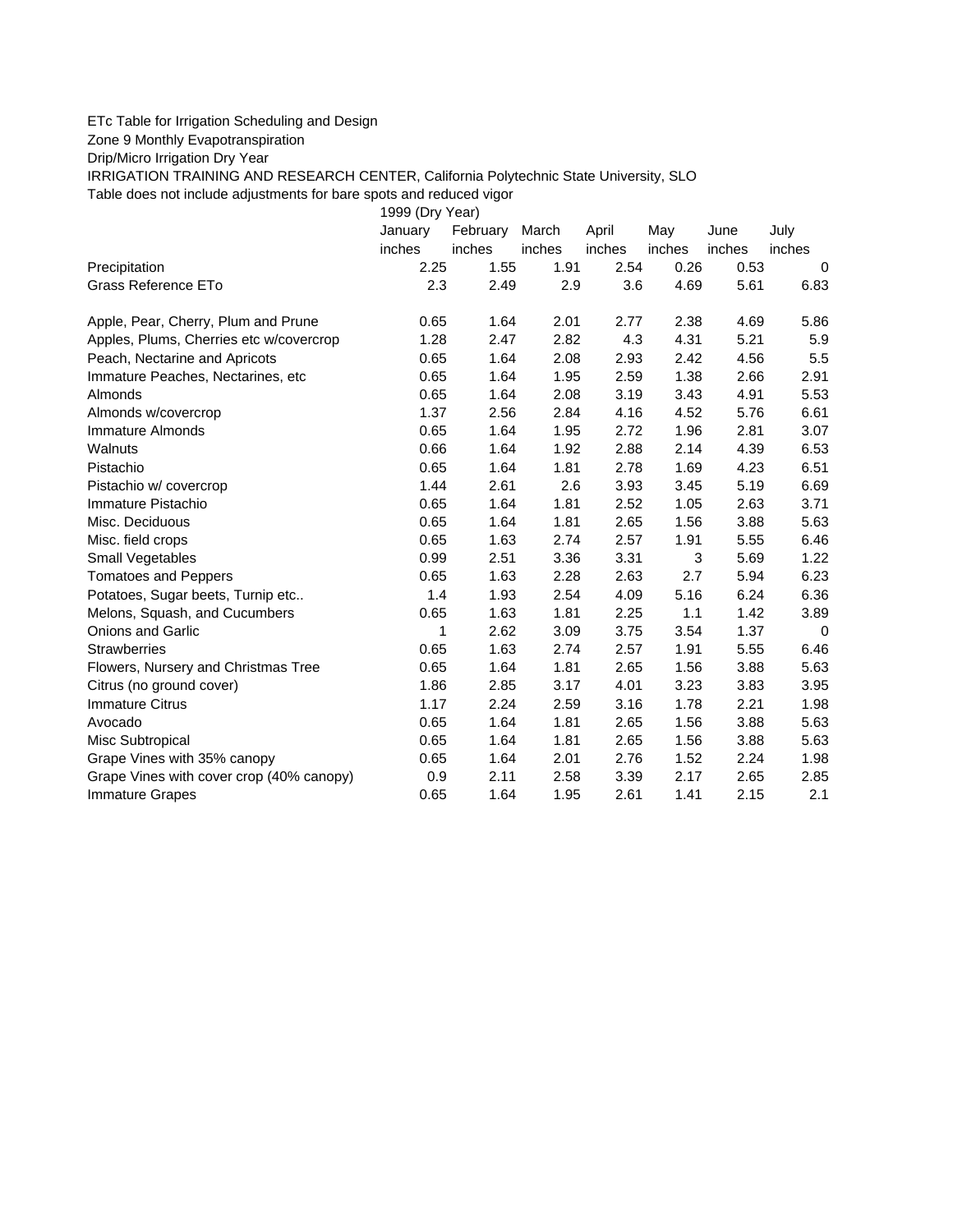ETc Table for Irrigation Scheduling and Design

Zone 9 Monthly Evapotranspiration

Drip/Micro Irrigation Dry Year

IRRIGATION TRAINING AND RESEARCH CENTER, California Polytechnic State University, SLO

Table does not include adjustments for bare spots and reduced vigor

| | 1999 (Dry Year) | | | | | | |
|---|---|---|---|---|---|---|---|
| | January | February | March | April | May | June | July |
| | inches | inches | inches | inches | inches | inches | inches |
| Precipitation | 2.25 | 1.55 | 1.91 | 2.54 | 0.26 | 0.53 | 0 |
| Grass Reference ETo | 2.3 | 2.49 | 2.9 | 3.6 | 4.69 | 5.61 | 6.83 |
| | | | | | | | |
| Apple, Pear, Cherry, Plum and Prune | 0.65 | 1.64 | 2.01 | 2.77 | 2.38 | 4.69 | 5.86 |
| Apples, Plums, Cherries etc w/covercrop | 1.28 | 2.47 | 2.82 | 4.3 | 4.31 | 5.21 | 5.9 |
| Peach, Nectarine and Apricots | 0.65 | 1.64 | 2.08 | 2.93 | 2.42 | 4.56 | 5.5 |
| Immature Peaches, Nectarines, etc | 0.65 | 1.64 | 1.95 | 2.59 | 1.38 | 2.66 | 2.91 |
| Almonds | 0.65 | 1.64 | 2.08 | 3.19 | 3.43 | 4.91 | 5.53 |
| Almonds w/covercrop | 1.37 | 2.56 | 2.84 | 4.16 | 4.52 | 5.76 | 6.61 |
| Immature Almonds | 0.65 | 1.64 | 1.95 | 2.72 | 1.96 | 2.81 | 3.07 |
| Walnuts | 0.66 | 1.64 | 1.92 | 2.88 | 2.14 | 4.39 | 6.53 |
| Pistachio | 0.65 | 1.64 | 1.81 | 2.78 | 1.69 | 4.23 | 6.51 |
| Pistachio w/ covercrop | 1.44 | 2.61 | 2.6 | 3.93 | 3.45 | 5.19 | 6.69 |
| Immature Pistachio | 0.65 | 1.64 | 1.81 | 2.52 | 1.05 | 2.63 | 3.71 |
| Misc. Deciduous | 0.65 | 1.64 | 1.81 | 2.65 | 1.56 | 3.88 | 5.63 |
| Misc. field crops | 0.65 | 1.63 | 2.74 | 2.57 | 1.91 | 5.55 | 6.46 |
| Small Vegetables | 0.99 | 2.51 | 3.36 | 3.31 | 3 | 5.69 | 1.22 |
| Tomatoes and Peppers | 0.65 | 1.63 | 2.28 | 2.63 | 2.7 | 5.94 | 6.23 |
| Potatoes, Sugar beets, Turnip etc.. | 1.4 | 1.93 | 2.54 | 4.09 | 5.16 | 6.24 | 6.36 |
| Melons, Squash, and Cucumbers | 0.65 | 1.63 | 1.81 | 2.25 | 1.1 | 1.42 | 3.89 |
| Onions and Garlic | 1 | 2.62 | 3.09 | 3.75 | 3.54 | 1.37 | 0 |
| Strawberries | 0.65 | 1.63 | 2.74 | 2.57 | 1.91 | 5.55 | 6.46 |
| Flowers, Nursery and Christmas Tree | 0.65 | 1.64 | 1.81 | 2.65 | 1.56 | 3.88 | 5.63 |
| Citrus (no ground cover) | 1.86 | 2.85 | 3.17 | 4.01 | 3.23 | 3.83 | 3.95 |
| Immature Citrus | 1.17 | 2.24 | 2.59 | 3.16 | 1.78 | 2.21 | 1.98 |
| Avocado | 0.65 | 1.64 | 1.81 | 2.65 | 1.56 | 3.88 | 5.63 |
| Misc Subtropical | 0.65 | 1.64 | 1.81 | 2.65 | 1.56 | 3.88 | 5.63 |
| Grape Vines with 35% canopy | 0.65 | 1.64 | 2.01 | 2.76 | 1.52 | 2.24 | 1.98 |
| Grape Vines with cover crop (40% canopy) | 0.9 | 2.11 | 2.58 | 3.39 | 2.17 | 2.65 | 2.85 |
| Immature Grapes | 0.65 | 1.64 | 1.95 | 2.61 | 1.41 | 2.15 | 2.1 |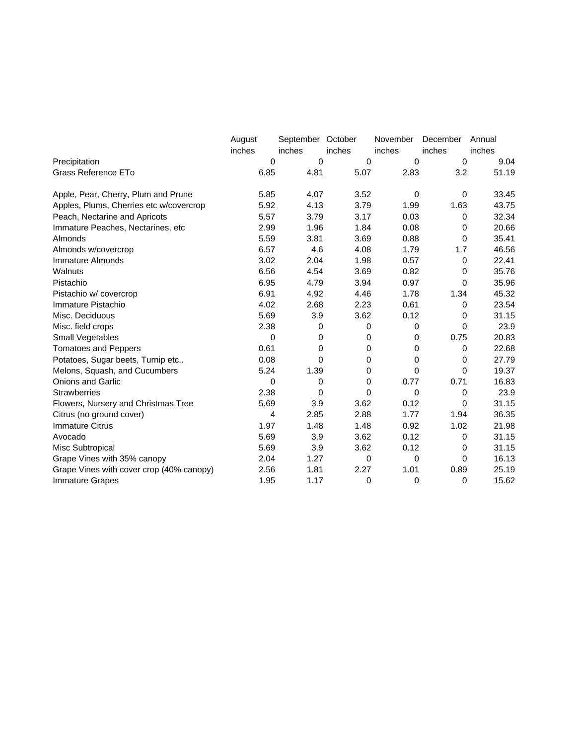| | August inches | September inches | October inches | November inches | December inches | Annual inches |
|---|---|---|---|---|---|---|
| Precipitation | 0 | 0 | 0 | 0 | 0 | 9.04 |
| Grass Reference ETo | 6.85 | 4.81 | 5.07 | 2.83 | 3.2 | 51.19 |
| | | | | | | |
| Apple, Pear, Cherry, Plum and Prune | 5.85 | 4.07 | 3.52 | 0 | 0 | 33.45 |
| Apples, Plums, Cherries etc w/covercrop | 5.92 | 4.13 | 3.79 | 1.99 | 1.63 | 43.75 |
| Peach, Nectarine and Apricots | 5.57 | 3.79 | 3.17 | 0.03 | 0 | 32.34 |
| Immature Peaches, Nectarines, etc | 2.99 | 1.96 | 1.84 | 0.08 | 0 | 20.66 |
| Almonds | 5.59 | 3.81 | 3.69 | 0.88 | 0 | 35.41 |
| Almonds w/covercrop | 6.57 | 4.6 | 4.08 | 1.79 | 1.7 | 46.56 |
| Immature Almonds | 3.02 | 2.04 | 1.98 | 0.57 | 0 | 22.41 |
| Walnuts | 6.56 | 4.54 | 3.69 | 0.82 | 0 | 35.76 |
| Pistachio | 6.95 | 4.79 | 3.94 | 0.97 | 0 | 35.96 |
| Pistachio w/ covercrop | 6.91 | 4.92 | 4.46 | 1.78 | 1.34 | 45.32 |
| Immature Pistachio | 4.02 | 2.68 | 2.23 | 0.61 | 0 | 23.54 |
| Misc. Deciduous | 5.69 | 3.9 | 3.62 | 0.12 | 0 | 31.15 |
| Misc. field crops | 2.38 | 0 | 0 | 0 | 0 | 23.9 |
| Small Vegetables | 0 | 0 | 0 | 0 | 0.75 | 20.83 |
| Tomatoes and Peppers | 0.61 | 0 | 0 | 0 | 0 | 22.68 |
| Potatoes, Sugar beets, Turnip etc.. | 0.08 | 0 | 0 | 0 | 0 | 27.79 |
| Melons, Squash, and Cucumbers | 5.24 | 1.39 | 0 | 0 | 0 | 19.37 |
| Onions and Garlic | 0 | 0 | 0 | 0.77 | 0.71 | 16.83 |
| Strawberries | 2.38 | 0 | 0 | 0 | 0 | 23.9 |
| Flowers, Nursery and Christmas Tree | 5.69 | 3.9 | 3.62 | 0.12 | 0 | 31.15 |
| Citrus (no ground cover) | 4 | 2.85 | 2.88 | 1.77 | 1.94 | 36.35 |
| Immature Citrus | 1.97 | 1.48 | 1.48 | 0.92 | 1.02 | 21.98 |
| Avocado | 5.69 | 3.9 | 3.62 | 0.12 | 0 | 31.15 |
| Misc Subtropical | 5.69 | 3.9 | 3.62 | 0.12 | 0 | 31.15 |
| Grape Vines with 35% canopy | 2.04 | 1.27 | 0 | 0 | 0 | 16.13 |
| Grape Vines with cover crop (40% canopy) | 2.56 | 1.81 | 2.27 | 1.01 | 0.89 | 25.19 |
| Immature Grapes | 1.95 | 1.17 | 0 | 0 | 0 | 15.62 |